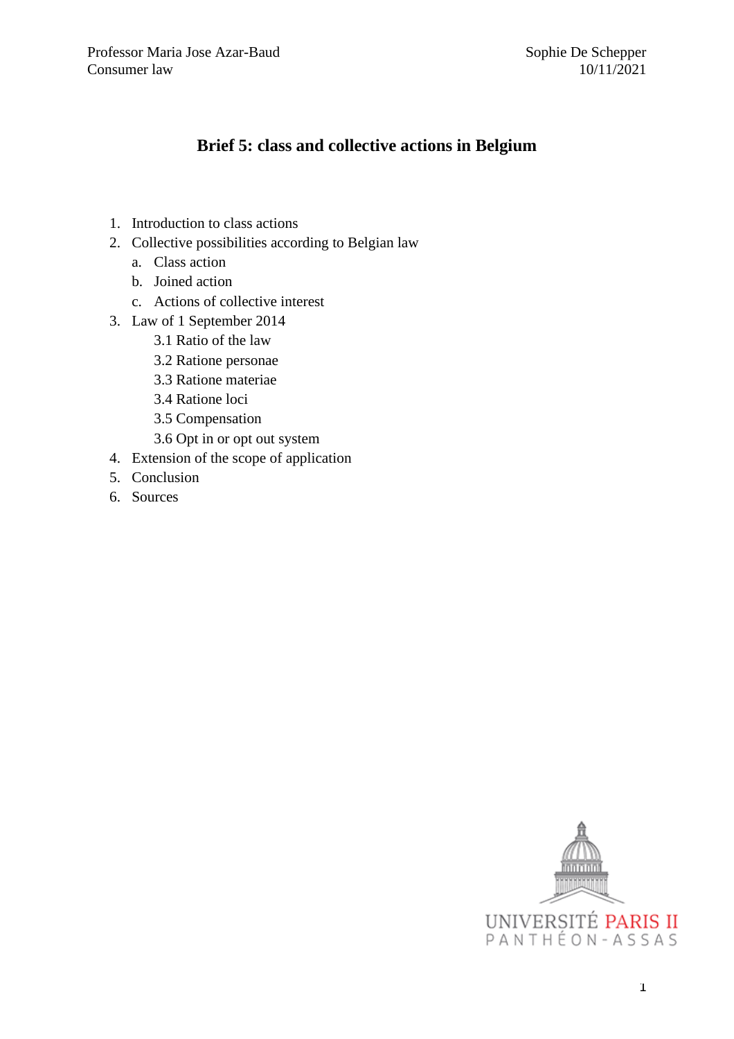Professor Maria Jose Azar-Baud
Consumer law

Sophie De Schepper
10/11/2021

# Brief 5: class and collective actions in Belgium

1. Introduction to class actions
2. Collective possibilities according to Belgian law
   a. Class action
   b. Joined action
   c. Actions of collective interest
3. Law of 1 September 2014
   3.1 Ratio of the law
   3.2 Ratione personae
   3.3 Ratione materiae
   3.4 Ratione loci
   3.5 Compensation
   3.6 Opt in or opt out system
4. Extension of the scope of application
5. Conclusion
6. Sources

UNIVERSITÉ PARIS II
PANTHÉON-ASSAS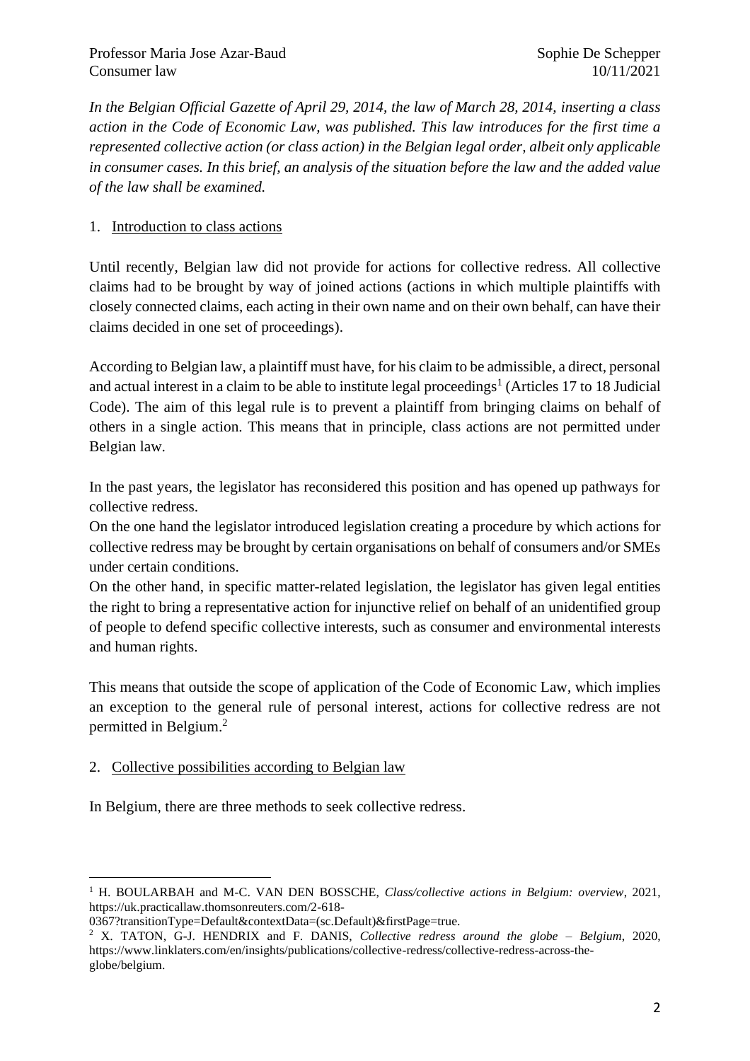*In the Belgian Official Gazette of April 29, 2014, the law of March 28, 2014, inserting a class action in the Code of Economic Law, was published. This law introduces for the first time a represented collective action (or class action) in the Belgian legal order, albeit only applicable in consumer cases. In this brief, an analysis of the situation before the law and the added value of the law shall be examined.*

1. Introduction to class actions

Until recently, Belgian law did not provide for actions for collective redress. All collective claims had to be brought by way of joined actions (actions in which multiple plaintiffs with closely connected claims, each acting in their own name and on their own behalf, can have their claims decided in one set of proceedings).

According to Belgian law, a plaintiff must have, for his claim to be admissible, a direct, personal and actual interest in a claim to be able to institute legal proceedings[1] (Articles 17 to 18 Judicial Code). The aim of this legal rule is to prevent a plaintiff from bringing claims on behalf of others in a single action. This means that in principle, class actions are not permitted under Belgian law.

In the past years, the legislator has reconsidered this position and has opened up pathways for collective redress.

On the one hand the legislator introduced legislation creating a procedure by which actions for collective redress may be brought by certain organisations on behalf of consumers and/or SMEs under certain conditions.

On the other hand, in specific matter-related legislation, the legislator has given legal entities the right to bring a representative action for injunctive relief on behalf of an unidentified group of people to defend specific collective interests, such as consumer and environmental interests and human rights.

This means that outside the scope of application of the Code of Economic Law, which implies an exception to the general rule of personal interest, actions for collective redress are not permitted in Belgium.[2]

2. Collective possibilities according to Belgian law

In Belgium, there are three methods to seek collective redress.

---

[1] H. BOULARBAH and M-C. VAN DEN BOSSCHE, *Class/collective actions in Belgium: overview*, 2021, https://uk.practicallaw.thomsonreuters.com/2-618-0367?transitionType=Default&contextData=(sc.Default)&firstPage=true.

[2] X. TATON, G-J. HENDRIX and F. DANIS, *Collective redress around the globe – Belgium*, 2020, https://www.linklaters.com/en/insights/publications/collective-redress/collective-redress-across-the-globe/belgium.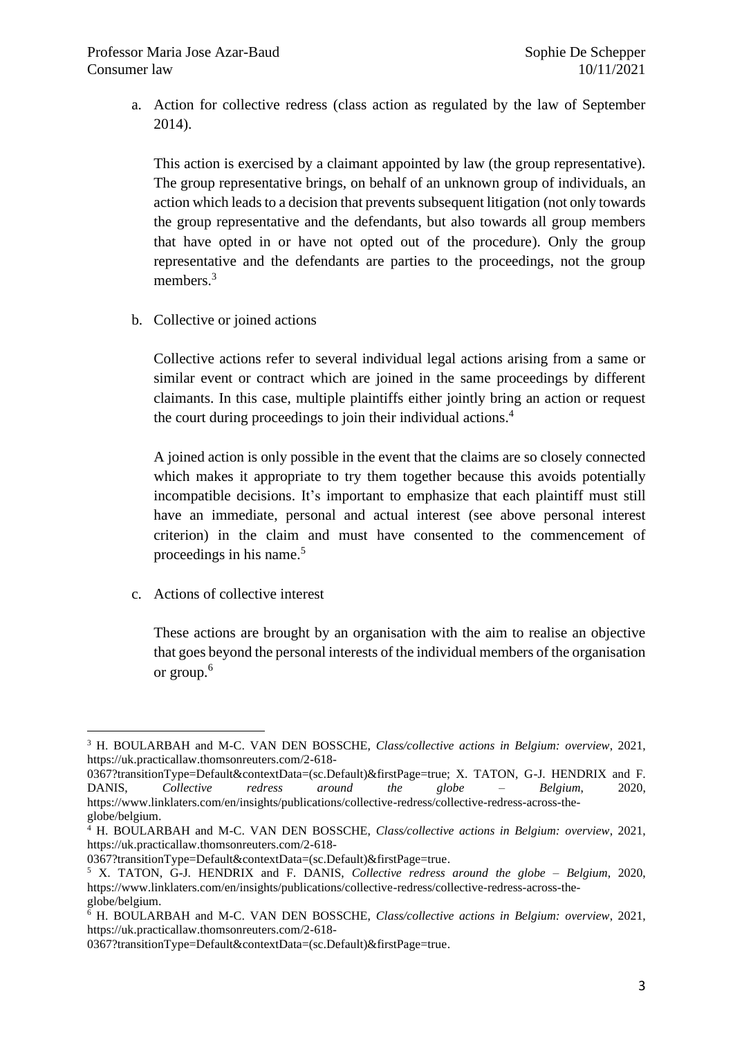a. Action for collective redress (class action as regulated by the law of September 2014).

   This action is exercised by a claimant appointed by law (the group representative). The group representative brings, on behalf of an unknown group of individuals, an action which leads to a decision that prevents subsequent litigation (not only towards the group representative and the defendants, but also towards all group members that have opted in or have not opted out of the procedure). Only the group representative and the defendants are parties to the proceedings, not the group members.[3]

b. Collective or joined actions

   Collective actions refer to several individual legal actions arising from a same or similar event or contract which are joined in the same proceedings by different claimants. In this case, multiple plaintiffs either jointly bring an action or request the court during proceedings to join their individual actions.[4]

   A joined action is only possible in the event that the claims are so closely connected which makes it appropriate to try them together because this avoids potentially incompatible decisions. It's important to emphasize that each plaintiff must still have an immediate, personal and actual interest (see above personal interest criterion) in the claim and must have consented to the commencement of proceedings in his name.[5]

c. Actions of collective interest

   These actions are brought by an organisation with the aim to realise an objective that goes beyond the personal interests of the individual members of the organisation or group.[6]

---

[3] H. BOULARBAH and M-C. VAN DEN BOSSCHE, *Class/collective actions in Belgium: overview*, 2021, https://uk.practicallaw.thomsonreuters.com/2-618-0367?transitionType=Default&contextData=(sc.Default)&firstPage=true; X. TATON, G-J. HENDRIX and F. DANIS, *Collective redress around the globe – Belgium*, 2020, https://www.linklaters.com/en/insights/publications/collective-redress/collective-redress-across-the-globe/belgium.

[4] H. BOULARBAH and M-C. VAN DEN BOSSCHE, *Class/collective actions in Belgium: overview*, 2021, https://uk.practicallaw.thomsonreuters.com/2-618-0367?transitionType=Default&contextData=(sc.Default)&firstPage=true.

[5] X. TATON, G-J. HENDRIX and F. DANIS, *Collective redress around the globe – Belgium*, 2020, https://www.linklaters.com/en/insights/publications/collective-redress/collective-redress-across-the-globe/belgium.

[6] H. BOULARBAH and M-C. VAN DEN BOSSCHE, *Class/collective actions in Belgium: overview*, 2021, https://uk.practicallaw.thomsonreuters.com/2-618-0367?transitionType=Default&contextData=(sc.Default)&firstPage=true.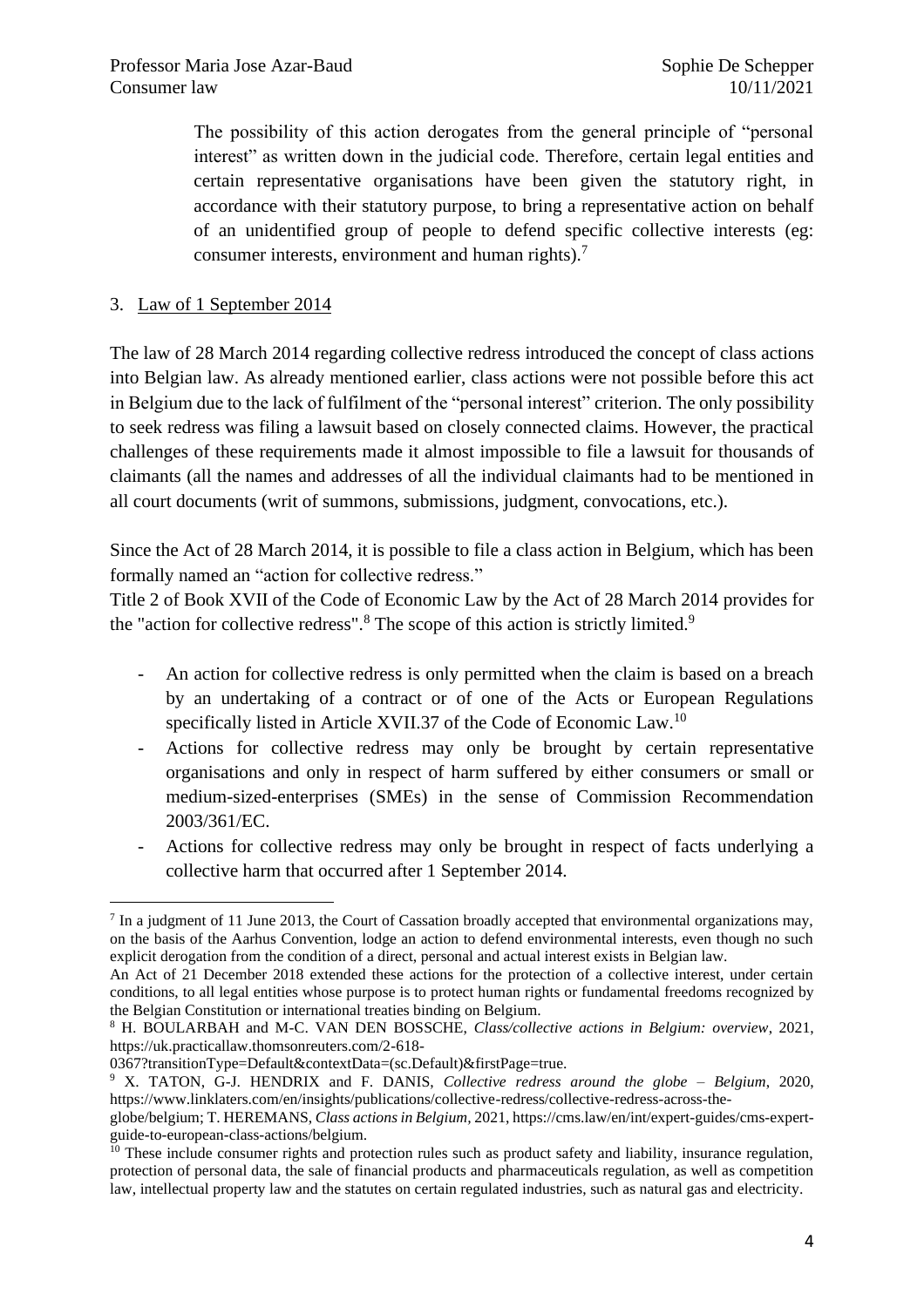The possibility of this action derogates from the general principle of "personal interest" as written down in the judicial code. Therefore, certain legal entities and certain representative organisations have been given the statutory right, in accordance with their statutory purpose, to bring a representative action on behalf of an unidentified group of people to defend specific collective interests (eg: consumer interests, environment and human rights).[7]

3. Law of 1 September 2014

The law of 28 March 2014 regarding collective redress introduced the concept of class actions into Belgian law. As already mentioned earlier, class actions were not possible before this act in Belgium due to the lack of fulfilment of the "personal interest" criterion. The only possibility to seek redress was filing a lawsuit based on closely connected claims. However, the practical challenges of these requirements made it almost impossible to file a lawsuit for thousands of claimants (all the names and addresses of all the individual claimants had to be mentioned in all court documents (writ of summons, submissions, judgment, convocations, etc.).

Since the Act of 28 March 2014, it is possible to file a class action in Belgium, which has been formally named an "action for collective redress."

Title 2 of Book XVII of the Code of Economic Law by the Act of 28 March 2014 provides for the "action for collective redress".[8] The scope of this action is strictly limited.[9]

- An action for collective redress is only permitted when the claim is based on a breach by an undertaking of a contract or of one of the Acts or European Regulations specifically listed in Article XVII.37 of the Code of Economic Law.[10]
- Actions for collective redress may only be brought by certain representative organisations and only in respect of harm suffered by either consumers or small or medium-sized-enterprises (SMEs) in the sense of Commission Recommendation 2003/361/EC.
- Actions for collective redress may only be brought in respect of facts underlying a collective harm that occurred after 1 September 2014.

---

[7] In a judgment of 11 June 2013, the Court of Cassation broadly accepted that environmental organizations may, on the basis of the Aarhus Convention, lodge an action to defend environmental interests, even though no such explicit derogation from the condition of a direct, personal and actual interest exists in Belgian law.
An Act of 21 December 2018 extended these actions for the protection of a collective interest, under certain conditions, to all legal entities whose purpose is to protect human rights or fundamental freedoms recognized by the Belgian Constitution or international treaties binding on Belgium.

[8] H. BOULARBAH and M-C. VAN DEN BOSSCHE, *Class/collective actions in Belgium: overview*, 2021, https://uk.practicallaw.thomsonreuters.com/2-618-0367?transitionType=Default&contextData=(sc.Default)&firstPage=true.

[9] X. TATON, G-J. HENDRIX and F. DANIS, *Collective redress around the globe – Belgium*, 2020, https://www.linklaters.com/en/insights/publications/collective-redress/collective-redress-across-the-globe/belgium; T. HEREMANS, *Class actions in Belgium*, 2021, https://cms.law/en/int/expert-guides/cms-expert-guide-to-european-class-actions/belgium.

[10] These include consumer rights and protection rules such as product safety and liability, insurance regulation, protection of personal data, the sale of financial products and pharmaceuticals regulation, as well as competition law, intellectual property law and the statutes on certain regulated industries, such as natural gas and electricity.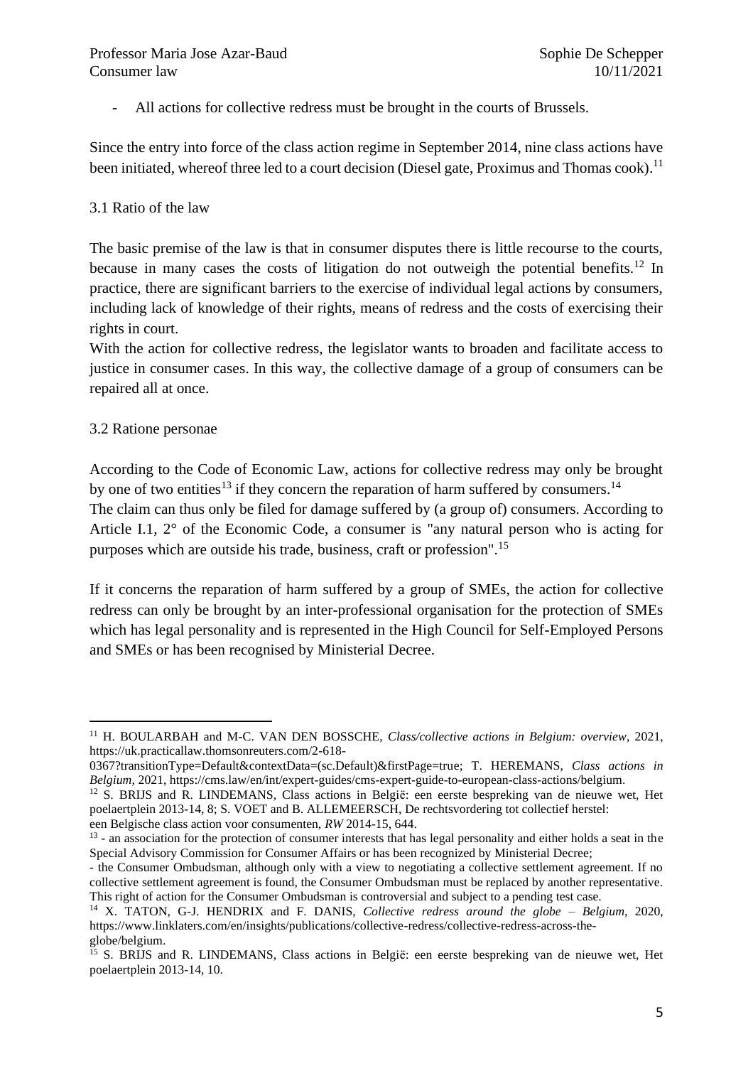- All actions for collective redress must be brought in the courts of Brussels.

Since the entry into force of the class action regime in September 2014, nine class actions have been initiated, whereof three led to a court decision (Diesel gate, Proximus and Thomas cook).[11]

### 3.1 Ratio of the law

The basic premise of the law is that in consumer disputes there is little recourse to the courts, because in many cases the costs of litigation do not outweigh the potential benefits.[12] In practice, there are significant barriers to the exercise of individual legal actions by consumers, including lack of knowledge of their rights, means of redress and the costs of exercising their rights in court.

With the action for collective redress, the legislator wants to broaden and facilitate access to justice in consumer cases. In this way, the collective damage of a group of consumers can be repaired all at once.

### 3.2 Ratione personae

According to the Code of Economic Law, actions for collective redress may only be brought by one of two entities[13] if they concern the reparation of harm suffered by consumers.[14]

The claim can thus only be filed for damage suffered by (a group of) consumers. According to Article I.1, 2° of the Economic Code, a consumer is "any natural person who is acting for purposes which are outside his trade, business, craft or profession".[15]

If it concerns the reparation of harm suffered by a group of SMEs, the action for collective redress can only be brought by an inter-professional organisation for the protection of SMEs which has legal personality and is represented in the High Council for Self-Employed Persons and SMEs or has been recognised by Ministerial Decree.

---

[11] H. BOULARBAH and M-C. VAN DEN BOSSCHE, *Class/collective actions in Belgium: overview*, 2021, https://uk.practicallaw.thomsonreuters.com/2-618-0367?transitionType=Default&contextData=(sc.Default)&firstPage=true; T. HEREMANS, *Class actions in Belgium*, 2021, https://cms.law/en/int/expert-guides/cms-expert-guide-to-european-class-actions/belgium.

[12] S. BRIJS and R. LINDEMANS, Class actions in België: een eerste bespreking van de nieuwe wet, Het poelaertplein 2013-14, 8; S. VOET and B. ALLEMEERSCH, De rechtsvordering tot collectief herstel: een Belgische class action voor consumenten, *RW* 2014-15, 644.

[13] - an association for the protection of consumer interests that has legal personality and either holds a seat in the Special Advisory Commission for Consumer Affairs or has been recognized by Ministerial Decree;
- the Consumer Ombudsman, although only with a view to negotiating a collective settlement agreement. If no collective settlement agreement is found, the Consumer Ombudsman must be replaced by another representative. This right of action for the Consumer Ombudsman is controversial and subject to a pending test case.

[14] X. TATON, G-J. HENDRIX and F. DANIS, *Collective redress around the globe – Belgium*, 2020, https://www.linklaters.com/en/insights/publications/collective-redress/collective-redress-across-the-globe/belgium.

[15] S. BRIJS and R. LINDEMANS, Class actions in België: een eerste bespreking van de nieuwe wet, Het poelaertplein 2013-14, 10.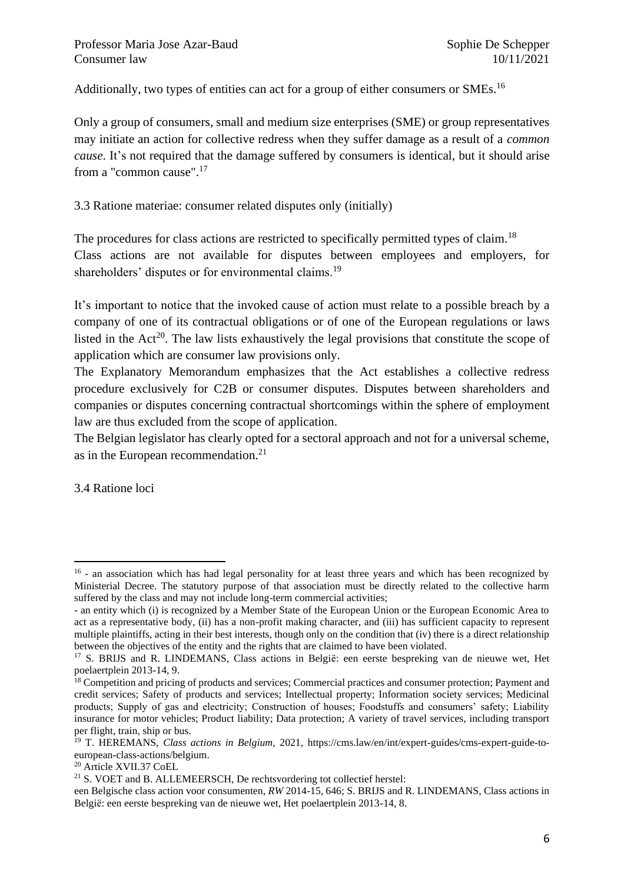Additionally, two types of entities can act for a group of either consumers or SMEs.[16]

Only a group of consumers, small and medium size enterprises (SME) or group representatives may initiate an action for collective redress when they suffer damage as a result of a *common cause*. It's not required that the damage suffered by consumers is identical, but it should arise from a "common cause".[17]

3.3 Ratione materiae: consumer related disputes only (initially)

The procedures for class actions are restricted to specifically permitted types of claim.[18]
Class actions are not available for disputes between employees and employers, for shareholders' disputes or for environmental claims.[19]

It's important to notice that the invoked cause of action must relate to a possible breach by a company of one of its contractual obligations or of one of the European regulations or laws listed in the Act[20]. The law lists exhaustively the legal provisions that constitute the scope of application which are consumer law provisions only.
The Explanatory Memorandum emphasizes that the Act establishes a collective redress procedure exclusively for C2B or consumer disputes. Disputes between shareholders and companies or disputes concerning contractual shortcomings within the sphere of employment law are thus excluded from the scope of application.
The Belgian legislator has clearly opted for a sectoral approach and not for a universal scheme, as in the European recommendation.[21]

3.4 Ratione loci

---

[16] - an association which has had legal personality for at least three years and which has been recognized by Ministerial Decree. The statutory purpose of that association must be directly related to the collective harm suffered by the class and may not include long-term commercial activities;
- an entity which (i) is recognized by a Member State of the European Union or the European Economic Area to act as a representative body, (ii) has a non-profit making character, and (iii) has sufficient capacity to represent multiple plaintiffs, acting in their best interests, though only on the condition that (iv) there is a direct relationship between the objectives of the entity and the rights that are claimed to have been violated.

[17] S. BRIJS and R. LINDEMANS, Class actions in België: een eerste bespreking van de nieuwe wet, Het poelaertplein 2013-14, 9.

[18] Competition and pricing of products and services; Commercial practices and consumer protection; Payment and credit services; Safety of products and services; Intellectual property; Information society services; Medicinal products; Supply of gas and electricity; Construction of houses; Foodstuffs and consumers' safety; Liability insurance for motor vehicles; Product liability; Data protection; A variety of travel services, including transport per flight, train, ship or bus.

[19] T. HEREMANS, *Class actions in Belgium*, 2021, https://cms.law/en/int/expert-guides/cms-expert-guide-to-european-class-actions/belgium.

[20] Article XVII.37 CoEL

[21] S. VOET and B. ALLEMEERSCH, De rechtsvordering tot collectief herstel: een Belgische class action voor consumenten, *RW* 2014-15, 646; S. BRIJS and R. LINDEMANS, Class actions in België: een eerste bespreking van de nieuwe wet, Het poelaertplein 2013-14, 8.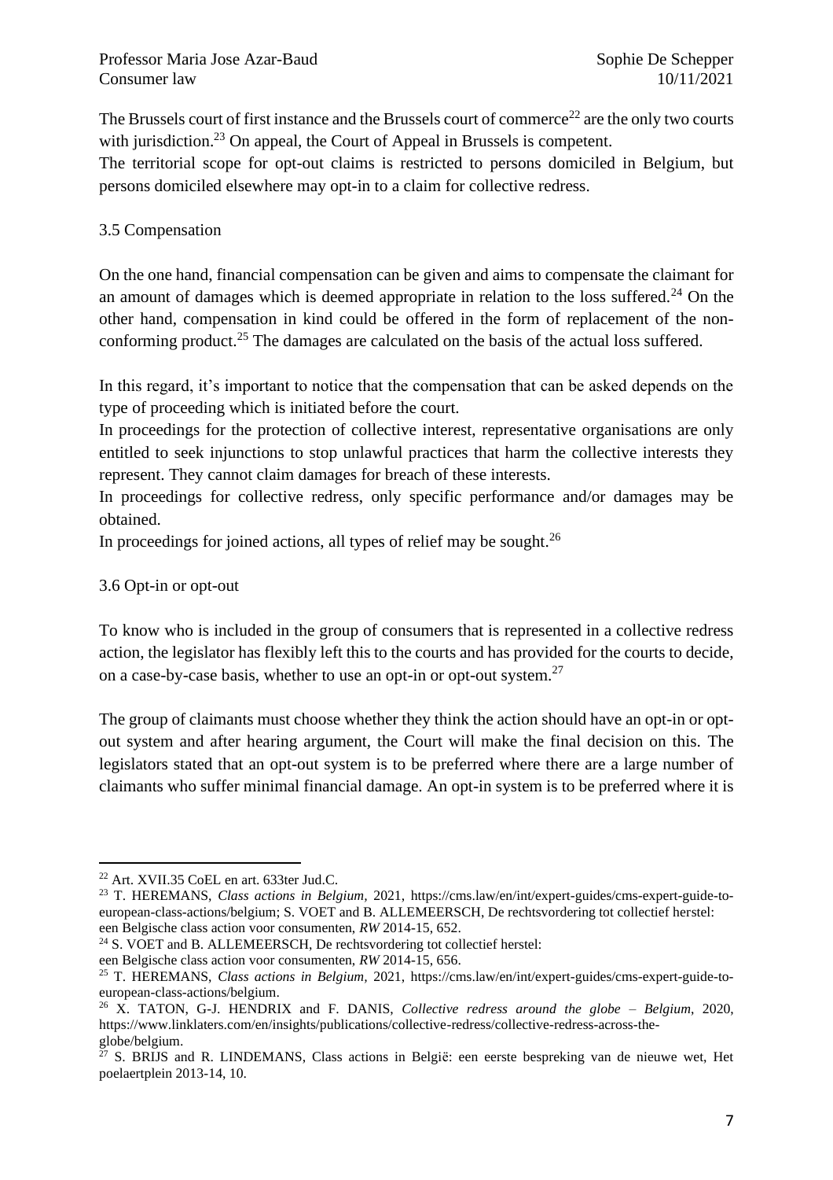The Brussels court of first instance and the Brussels court of commerce[22] are the only two courts with jurisdiction.[23] On appeal, the Court of Appeal in Brussels is competent.
The territorial scope for opt-out claims is restricted to persons domiciled in Belgium, but persons domiciled elsewhere may opt-in to a claim for collective redress.

### 3.5 Compensation

On the one hand, financial compensation can be given and aims to compensate the claimant for an amount of damages which is deemed appropriate in relation to the loss suffered.[24] On the other hand, compensation in kind could be offered in the form of replacement of the non-conforming product.[25] The damages are calculated on the basis of the actual loss suffered.

In this regard, it's important to notice that the compensation that can be asked depends on the type of proceeding which is initiated before the court.
In proceedings for the protection of collective interest, representative organisations are only entitled to seek injunctions to stop unlawful practices that harm the collective interests they represent. They cannot claim damages for breach of these interests.
In proceedings for collective redress, only specific performance and/or damages may be obtained.
In proceedings for joined actions, all types of relief may be sought.[26]

### 3.6 Opt-in or opt-out

To know who is included in the group of consumers that is represented in a collective redress action, the legislator has flexibly left this to the courts and has provided for the courts to decide, on a case-by-case basis, whether to use an opt-in or opt-out system.[27]

The group of claimants must choose whether they think the action should have an opt-in or opt-out system and after hearing argument, the Court will make the final decision on this. The legislators stated that an opt-out system is to be preferred where there are a large number of claimants who suffer minimal financial damage. An opt-in system is to be preferred where it is

---

[22] Art. XVII.35 CoEL en art. 633ter Jud.C.

[23] T. HEREMANS, *Class actions in Belgium*, 2021, https://cms.law/en/int/expert-guides/cms-expert-guide-to-european-class-actions/belgium; S. VOET and B. ALLEMEERSCH, De rechtsvordering tot collectief herstel: een Belgische class action voor consumenten, *RW* 2014-15, 652.

[24] S. VOET and B. ALLEMEERSCH, De rechtsvordering tot collectief herstel: een Belgische class action voor consumenten, *RW* 2014-15, 656.

[25] T. HEREMANS, *Class actions in Belgium*, 2021, https://cms.law/en/int/expert-guides/cms-expert-guide-to-european-class-actions/belgium.

[26] X. TATON, G-J. HENDRIX and F. DANIS, *Collective redress around the globe – Belgium*, 2020, https://www.linklaters.com/en/insights/publications/collective-redress/collective-redress-across-the-globe/belgium.

[27] S. BRIJS and R. LINDEMANS, Class actions in België: een eerste bespreking van de nieuwe wet, Het poelaertplein 2013-14, 10.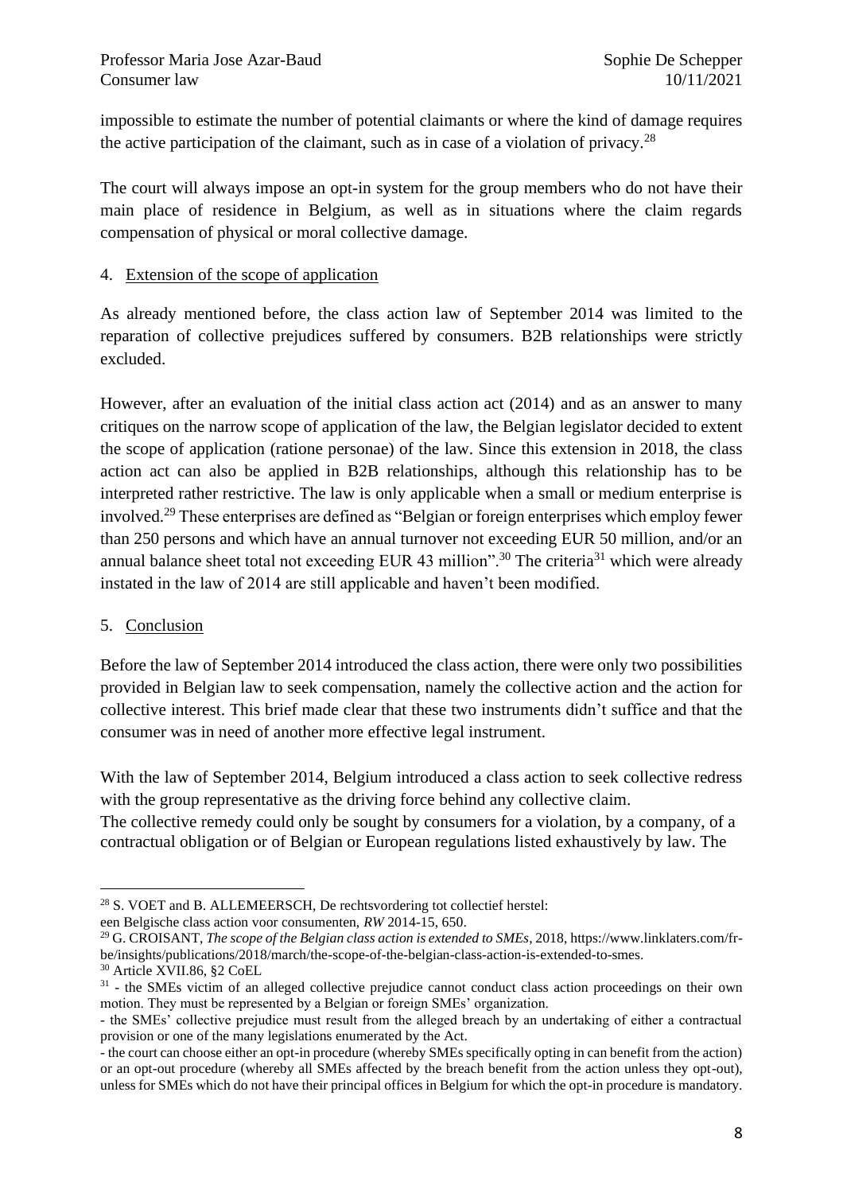impossible to estimate the number of potential claimants or where the kind of damage requires the active participation of the claimant, such as in case of a violation of privacy.[28]

The court will always impose an opt-in system for the group members who do not have their main place of residence in Belgium, as well as in situations where the claim regards compensation of physical or moral collective damage.

## 4. Extension of the scope of application

As already mentioned before, the class action law of September 2014 was limited to the reparation of collective prejudices suffered by consumers. B2B relationships were strictly excluded.

However, after an evaluation of the initial class action act (2014) and as an answer to many critiques on the narrow scope of application of the law, the Belgian legislator decided to extent the scope of application (ratione personae) of the law. Since this extension in 2018, the class action act can also be applied in B2B relationships, although this relationship has to be interpreted rather restrictive. The law is only applicable when a small or medium enterprise is involved.[29] These enterprises are defined as "Belgian or foreign enterprises which employ fewer than 250 persons and which have an annual turnover not exceeding EUR 50 million, and/or an annual balance sheet total not exceeding EUR 43 million".[30] The criteria[31] which were already instated in the law of 2014 are still applicable and haven't been modified.

## 5. Conclusion

Before the law of September 2014 introduced the class action, there were only two possibilities provided in Belgian law to seek compensation, namely the collective action and the action for collective interest. This brief made clear that these two instruments didn't suffice and that the consumer was in need of another more effective legal instrument.

With the law of September 2014, Belgium introduced a class action to seek collective redress with the group representative as the driving force behind any collective claim.
The collective remedy could only be sought by consumers for a violation, by a company, of a contractual obligation or of Belgian or European regulations listed exhaustively by law. The

---

[28] S. VOET and B. ALLEMEERSCH, De rechtsvordering tot collectief herstel: een Belgische class action voor consumenten, *RW* 2014-15, 650.

[29] G. CROISANT, *The scope of the Belgian class action is extended to SMEs*, 2018, https://www.linklaters.com/fr-be/insights/publications/2018/march/the-scope-of-the-belgian-class-action-is-extended-to-smes.

[30] Article XVII.86, §2 CoEL

[31] - the SMEs victim of an alleged collective prejudice cannot conduct class action proceedings on their own motion. They must be represented by a Belgian or foreign SMEs' organization.
- the SMEs' collective prejudice must result from the alleged breach by an undertaking of either a contractual provision or one of the many legislations enumerated by the Act.
- the court can choose either an opt-in procedure (whereby SMEs specifically opting in can benefit from the action) or an opt-out procedure (whereby all SMEs affected by the breach benefit from the action unless they opt-out), unless for SMEs which do not have their principal offices in Belgium for which the opt-in procedure is mandatory.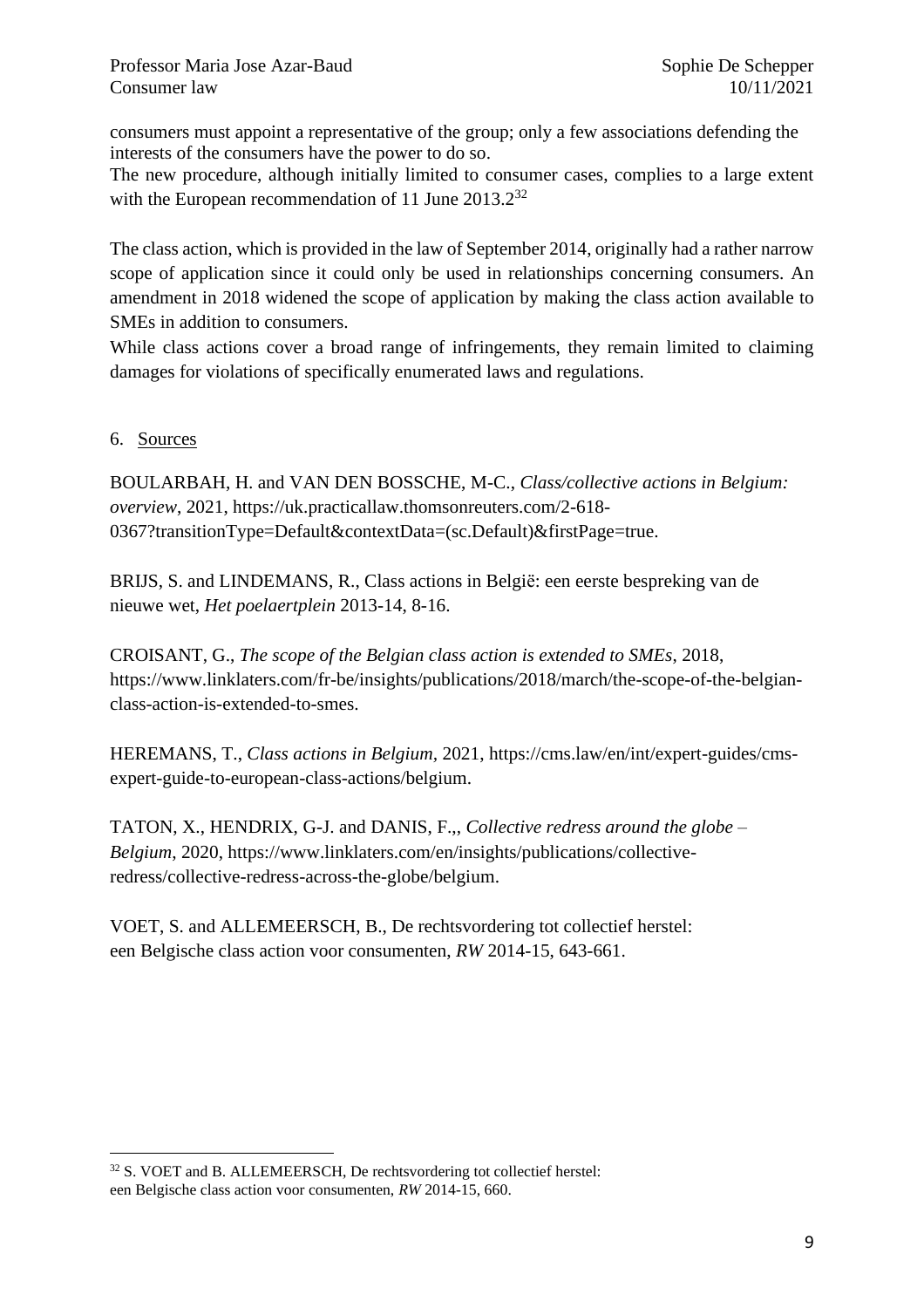consumers must appoint a representative of the group; only a few associations defending the interests of the consumers have the power to do so.
The new procedure, although initially limited to consumer cases, complies to a large extent with the European recommendation of 11 June 2013.2[32]

The class action, which is provided in the law of September 2014, originally had a rather narrow scope of application since it could only be used in relationships concerning consumers. An amendment in 2018 widened the scope of application by making the class action available to SMEs in addition to consumers.
While class actions cover a broad range of infringements, they remain limited to claiming damages for violations of specifically enumerated laws and regulations.

## 6. Sources

BOULARBAH, H. and VAN DEN BOSSCHE, M-C., *Class/collective actions in Belgium: overview*, 2021, https://uk.practicallaw.thomsonreuters.com/2-618-0367?transitionType=Default&contextData=(sc.Default)&firstPage=true.

BRIJS, S. and LINDEMANS, R., Class actions in België: een eerste bespreking van de nieuwe wet, *Het poelaertplein* 2013-14, 8-16.

CROISANT, G., *The scope of the Belgian class action is extended to SMEs*, 2018, https://www.linklaters.com/fr-be/insights/publications/2018/march/the-scope-of-the-belgian-class-action-is-extended-to-smes.

HEREMANS, T., *Class actions in Belgium*, 2021, https://cms.law/en/int/expert-guides/cms-expert-guide-to-european-class-actions/belgium.

TATON, X., HENDRIX, G-J. and DANIS, F.,, *Collective redress around the globe – Belgium*, 2020, https://www.linklaters.com/en/insights/publications/collective-redress/collective-redress-across-the-globe/belgium.

VOET, S. and ALLEMEERSCH, B., De rechtsvordering tot collectief herstel: een Belgische class action voor consumenten, *RW* 2014-15, 643-661.

---

[32] S. VOET and B. ALLEMEERSCH, De rechtsvordering tot collectief herstel: een Belgische class action voor consumenten, *RW* 2014-15, 660.